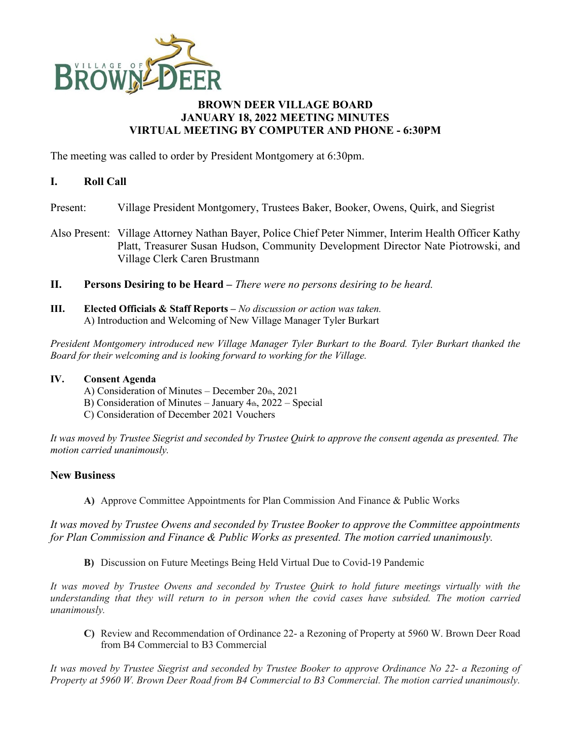# BROWN DEER VILLAGE BOARD
# JANUARY 18, 2022 MEETING MINUTES
# VIRTUAL MEETING BY COMPUTER AND PHONE - 6:30PM

The meeting was called to order by President Montgomery at 6:30pm.

## I. Roll Call

Present: Village President Montgomery, Trustees Baker, Booker, Owens, Quirk, and Siegrist

Also Present: Village Attorney Nathan Bayer, Police Chief Peter Nimmer, Interim Health Officer Kathy Platt, Treasurer Susan Hudson, Community Development Director Nate Piotrowski, and Village Clerk Caren Brustmann

## II. Persons Desiring to be Heard – *There were no persons desiring to be heard.*

## III. Elected Officials & Staff Reports – *No discussion or action was taken.*

A) Introduction and Welcoming of New Village Manager Tyler Burkart

*President Montgomery introduced new Village Manager Tyler Burkart to the Board. Tyler Burkart thanked the Board for their welcoming and is looking forward to working for the Village.*

## IV. Consent Agenda

A) Consideration of Minutes – December 20th, 2021
B) Consideration of Minutes – January 4th, 2022 – Special
C) Consideration of December 2021 Vouchers

*It was moved by Trustee Siegrist and seconded by Trustee Quirk to approve the consent agenda as presented. The motion carried unanimously.*

## New Business

**A)** Approve Committee Appointments for Plan Commission And Finance & Public Works

*It was moved by Trustee Owens and seconded by Trustee Booker to approve the Committee appointments for Plan Commission and Finance & Public Works as presented. The motion carried unanimously.*

**B)** Discussion on Future Meetings Being Held Virtual Due to Covid-19 Pandemic

*It was moved by Trustee Owens and seconded by Trustee Quirk to hold future meetings virtually with the understanding that they will return to in person when the covid cases have subsided. The motion carried unanimously.*

**C)** Review and Recommendation of Ordinance 22- a Rezoning of Property at 5960 W. Brown Deer Road from B4 Commercial to B3 Commercial

*It was moved by Trustee Siegrist and seconded by Trustee Booker to approve Ordinance No 22- a Rezoning of Property at 5960 W. Brown Deer Road from B4 Commercial to B3 Commercial. The motion carried unanimously.*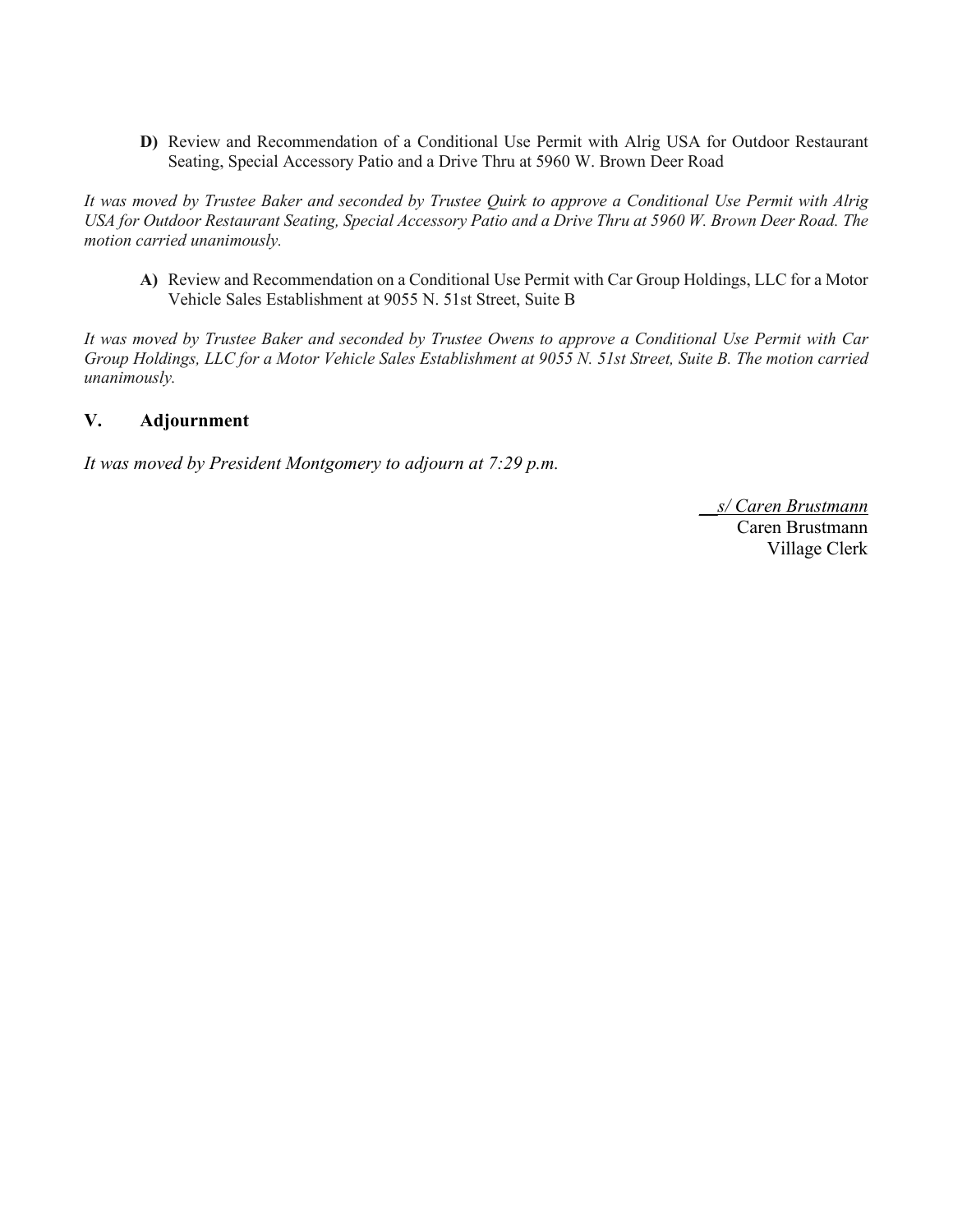**D)** Review and Recommendation of a Conditional Use Permit with Alrig USA for Outdoor Restaurant Seating, Special Accessory Patio and a Drive Thru at 5960 W. Brown Deer Road

*It was moved by Trustee Baker and seconded by Trustee Quirk to approve a Conditional Use Permit with Alrig USA for Outdoor Restaurant Seating, Special Accessory Patio and a Drive Thru at 5960 W. Brown Deer Road. The motion carried unanimously.*

**A)** Review and Recommendation on a Conditional Use Permit with Car Group Holdings, LLC for a Motor Vehicle Sales Establishment at 9055 N. 51st Street, Suite B

*It was moved by Trustee Baker and seconded by Trustee Owens to approve a Conditional Use Permit with Car Group Holdings, LLC for a Motor Vehicle Sales Establishment at 9055 N. 51st Street, Suite B. The motion carried unanimously.*

## V. Adjournment

*It was moved by President Montgomery to adjourn at 7:29 p.m.*

*s/ Caren Brustmann*
Caren Brustmann
Village Clerk